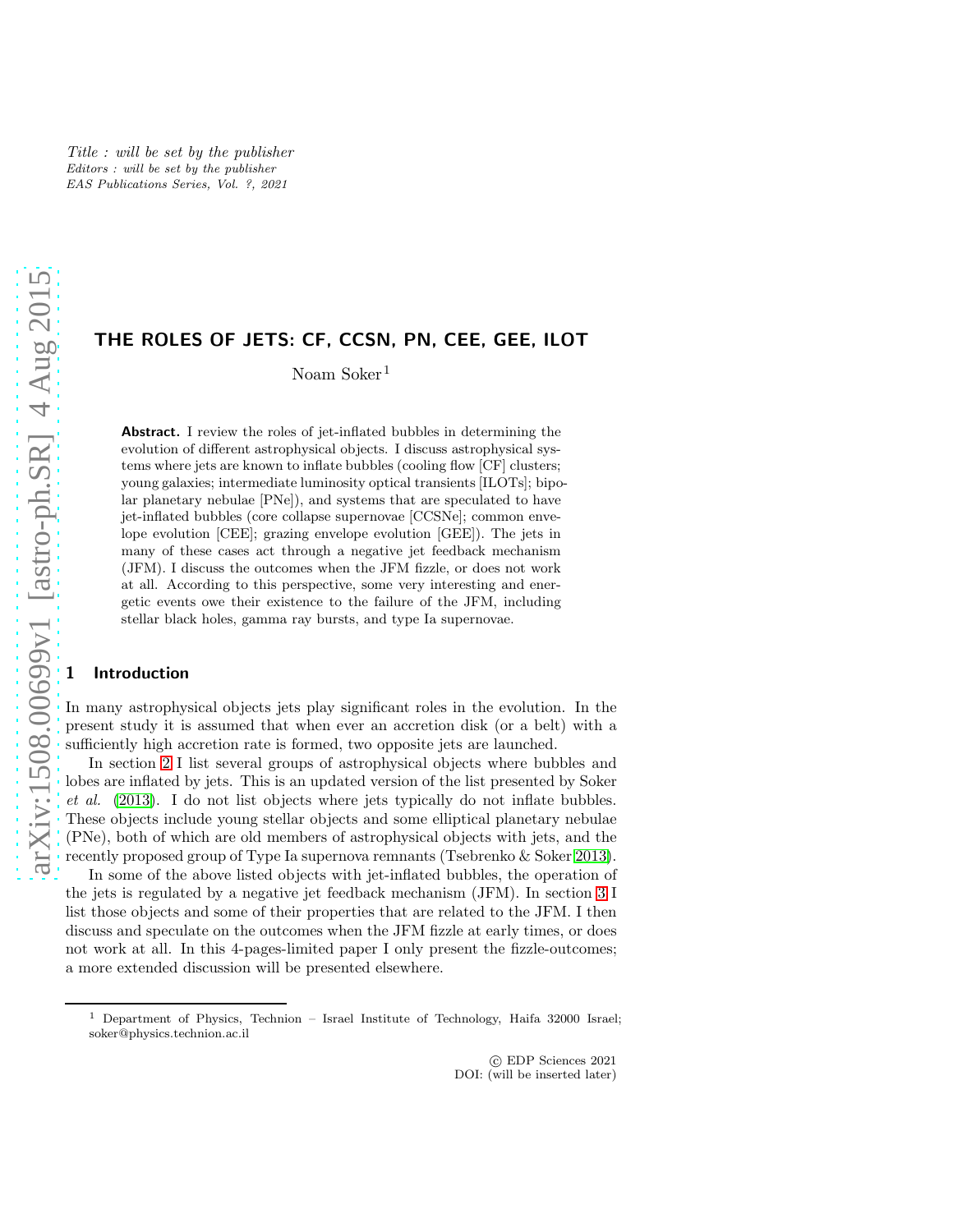*Title : will be set by the publisher*
*Editors : will be set by the publisher*
*EAS Publications Series, Vol. ?, 2021*

# THE ROLES OF JETS: CF, CCSN, PN, CEE, GEE, ILOT

Noam Soker[1]

**Abstract.** I review the roles of jet-inflated bubbles in determining the evolution of different astrophysical objects. I discuss astrophysical systems where jets are known to inflate bubbles (cooling flow [CF] clusters; young galaxies; intermediate luminosity optical transients [ILOTs]; bipolar planetary nebulae [PNe]), and systems that are speculated to have jet-inflated bubbles (core collapse supernovae [CCSNe]; common envelope evolution [CEE]; grazing envelope evolution [GEE]). The jets in many of these cases act through a negative jet feedback mechanism (JFM). I discuss the outcomes when the JFM fizzle, or does not work at all. According to this perspective, some very interesting and energetic events owe their existence to the failure of the JFM, including stellar black holes, gamma ray bursts, and type Ia supernovae.

## 1 Introduction

In many astrophysical objects jets play significant roles in the evolution. In the present study it is assumed that when ever an accretion disk (or a belt) with a sufficiently high accretion rate is formed, two opposite jets are launched.

In section 2 I list several groups of astrophysical objects where bubbles and lobes are inflated by jets. This is an updated version of the list presented by Soker *et al.* (2013). I do not list objects where jets typically do not inflate bubbles. These objects include young stellar objects and some elliptical planetary nebulae (PNe), both of which are old members of astrophysical objects with jets, and the recently proposed group of Type Ia supernova remnants (Tsebrenko & Soker 2013).

In some of the above listed objects with jet-inflated bubbles, the operation of the jets is regulated by a negative jet feedback mechanism (JFM). In section 3 I list those objects and some of their properties that are related to the JFM. I then discuss and speculate on the outcomes when the JFM fizzle at early times, or does not work at all. In this 4-pages-limited paper I only present the fizzle-outcomes; a more extended discussion will be presented elsewhere.

[1] Department of Physics, Technion – Israel Institute of Technology, Haifa 32000 Israel; soker@physics.technion.ac.il

© EDP Sciences 2021
DOI: (will be inserted later)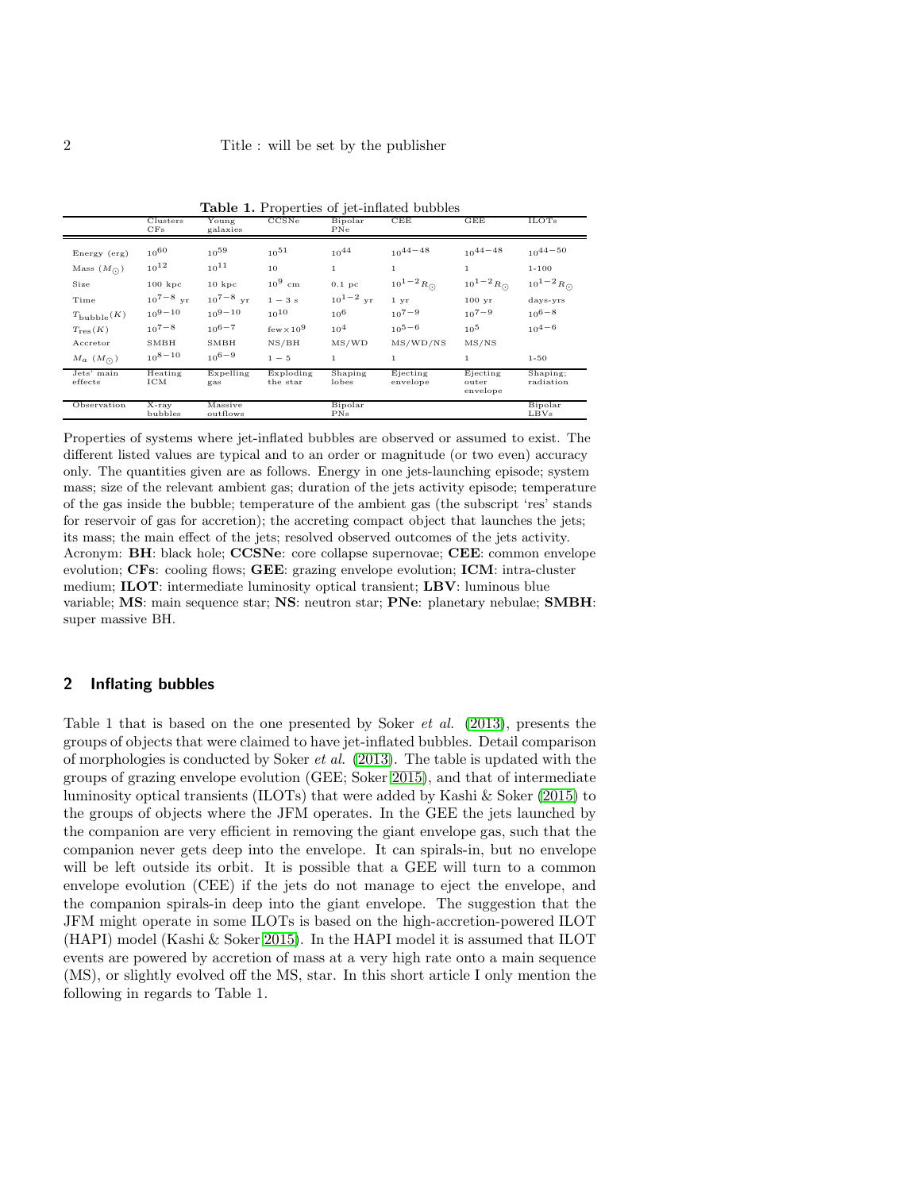**Table 1.** Properties of jet-inflated bubbles

| | Clusters CFs | Young galaxies | CCSNe | Bipolar PNe | CEE | GEE | ILOTs |
|---|---|---|---|---|---|---|---|
| Energy (erg) | $10^{60}$ | $10^{59}$ | $10^{51}$ | $10^{44}$ | $10^{44-48}$ | $10^{44-48}$ | $10^{44-50}$ |
| Mass ($M_\odot$) | $10^{12}$ | $10^{11}$ | 10 | 1 | 1 | 1 | 1-100 |
| Size | 100 kpc | 10 kpc | $10^9$ cm | 0.1 pc | $10^{1-2} R_\odot$ | $10^{1-2} R_\odot$ | $10^{1-2} R_\odot$ |
| Time | $10^{7-8}$ yr | $10^{7-8}$ yr | $1-3$ s | $10^{1-2}$ yr | 1 yr | 100 yr | days-yrs |
| $T_{\rm bubble}(K)$ | $10^{9-10}$ | $10^{9-10}$ | $10^{10}$ | $10^6$ | $10^{7-9}$ | $10^{7-9}$ | $10^{6-8}$ |
| $T_{\rm res}(K)$ | $10^{7-8}$ | $10^{6-7}$ | few$\times10^9$ | $10^4$ | $10^{5-6}$ | $10^5$ | $10^{4-6}$ |
| Accretor | SMBH | SMBH | NS/BH | MS/WD | MS/WD/NS | MS/NS | |
| $M_a$ ($M_\odot$) | $10^{8-10}$ | $10^{6-9}$ | $1-5$ | 1 | 1 | 1 | 1-50 |
| Jets' main effects | Heating ICM | Expelling gas | Exploding the star | Shaping lobes | Ejecting envelope | Ejecting outer envelope | Shaping; radiation |
| Observation | X-ray bubbles | Massive outflows | | Bipolar PNs | | | Bipolar LBVs |

Properties of systems where jet-inflated bubbles are observed or assumed to exist. The different listed values are typical and to an order or magnitude (or two even) accuracy only. The quantities given are as follows. Energy in one jets-launching episode; system mass; size of the relevant ambient gas; duration of the jets activity episode; temperature of the gas inside the bubble; temperature of the ambient gas (the subscript 'res' stands for reservoir of gas for accretion); the accreting compact object that launches the jets; its mass; the main effect of the jets; resolved observed outcomes of the jets activity. Acronym: **BH**: black hole; **CCSNe**: core collapse supernovae; **CEE**: common envelope evolution; **CFs**: cooling flows; **GEE**: grazing envelope evolution; **ICM**: intra-cluster medium; **ILOT**: intermediate luminosity optical transient; **LBV**: luminous blue variable; **MS**: main sequence star; **NS**: neutron star; **PNe**: planetary nebulae; **SMBH**: super massive BH.

## 2 Inflating bubbles

Table 1 that is based on the one presented by Soker *et al.* (2013), presents the groups of objects that were claimed to have jet-inflated bubbles. Detail comparison of morphologies is conducted by Soker *et al.* (2013). The table is updated with the groups of grazing envelope evolution (GEE; Soker 2015), and that of intermediate luminosity optical transients (ILOTs) that were added by Kashi & Soker (2015) to the groups of objects where the JFM operates. In the GEE the jets launched by the companion are very efficient in removing the giant envelope gas, such that the companion never gets deep into the envelope. It can spirals-in, but no envelope will be left outside its orbit. It is possible that a GEE will turn to a common envelope evolution (CEE) if the jets do not manage to eject the envelope, and the companion spirals-in deep into the giant envelope. The suggestion that the JFM might operate in some ILOTs is based on the high-accretion-powered ILOT (HAPI) model (Kashi & Soker 2015). In the HAPI model it is assumed that ILOT events are powered by accretion of mass at a very high rate onto a main sequence (MS), or slightly evolved off the MS, star. In this short article I only mention the following in regards to Table 1.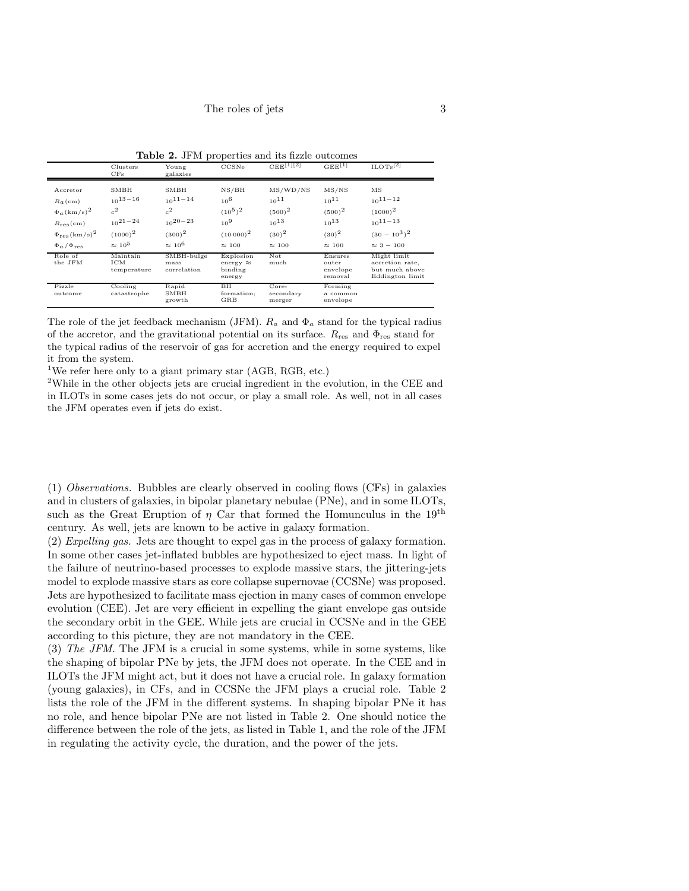**Table 2.** JFM properties and its fizzle outcomes

| | Clusters CFs | Young galaxies | CCSNe | CEE[1][2] | GEE[1] | ILOTs[2] |
|---|---|---|---|---|---|---|
| Accretor | SMBH | SMBH | NS/BH | MS/WD/NS | MS/NS | MS |
| $R_a$(cm) | $10^{13-16}$ | $10^{11-14}$ | $10^{6}$ | $10^{11}$ | $10^{11}$ | $10^{11-12}$ |
| $\Phi_a\,(\mathrm{km/s})^2$ | $c^2$ | $c^2$ | $(10^5)^2$ | $(500)^2$ | $(500)^2$ | $(1000)^2$ |
| $R_{\rm res}$(cm) | $10^{21-24}$ | $10^{20-23}$ | $10^{9}$ | $10^{13}$ | $10^{13}$ | $10^{11-13}$ |
| $\Phi_{\rm res}\,(\mathrm{km/s})^2$ | $(1000)^2$ | $(300)^2$ | $(10\,000)^2$ | $(30)^2$ | $(30)^2$ | $(30-10^3)^2$ |
| $\Phi_a/\Phi_{\rm res}$ | $\approx 10^5$ | $\approx 10^6$ | $\approx 100$ | $\approx 100$ | $\approx 100$ | $\approx 3-100$ |
| Role of the JFM | Maintain ICM temperature | SMBH-bulge mass correlation | Explosion energy $\approx$ binding energy | Not much | Ensures outer envelope removal | Might limit accretion rate, but much above Eddington limit |
| Fizzle outcome | Cooling catastrophe | Rapid SMBH growth | BH formation; GRB | Core-secondary merger | Forming a common envelope | |

The role of the jet feedback mechanism (JFM). $R_a$ and $\Phi_a$ stand for the typical radius of the accretor, and the gravitational potential on its surface. $R_{\rm res}$ and $\Phi_{\rm res}$ stand for the typical radius of the reservoir of gas for accretion and the energy required to expel it from the system.

[1]We refer here only to a giant primary star (AGB, RGB, etc.)

[2]While in the other objects jets are crucial ingredient in the evolution, in the CEE and in ILOTs in some cases jets do not occur, or play a small role. As well, not in all cases the JFM operates even if jets do exist.

(1) *Observations.* Bubbles are clearly observed in cooling flows (CFs) in galaxies and in clusters of galaxies, in bipolar planetary nebulae (PNe), and in some ILOTs, such as the Great Eruption of $\eta$ Car that formed the Homunculus in the 19$^{\rm th}$ century. As well, jets are known to be active in galaxy formation.
(2) *Expelling gas.* Jets are thought to expel gas in the process of galaxy formation. In some other cases jet-inflated bubbles are hypothesized to eject mass. In light of the failure of neutrino-based processes to explode massive stars, the jittering-jets model to explode massive stars as core collapse supernovae (CCSNe) was proposed. Jets are hypothesized to facilitate mass ejection in many cases of common envelope evolution (CEE). Jet are very efficient in expelling the giant envelope gas outside the secondary orbit in the GEE. While jets are crucial in CCSNe and in the GEE according to this picture, they are not mandatory in the CEE.
(3) *The JFM.* The JFM is a crucial in some systems, while in some systems, like the shaping of bipolar PNe by jets, the JFM does not operate. In the CEE and in ILOTs the JFM might act, but it does not have a crucial role. In galaxy formation (young galaxies), in CFs, and in CCSNe the JFM plays a crucial role. Table 2 lists the role of the JFM in the different systems. In shaping bipolar PNe it has no role, and hence bipolar PNe are not listed in Table 2. One should notice the difference between the role of the jets, as listed in Table 1, and the role of the JFM in regulating the activity cycle, the duration, and the power of the jets.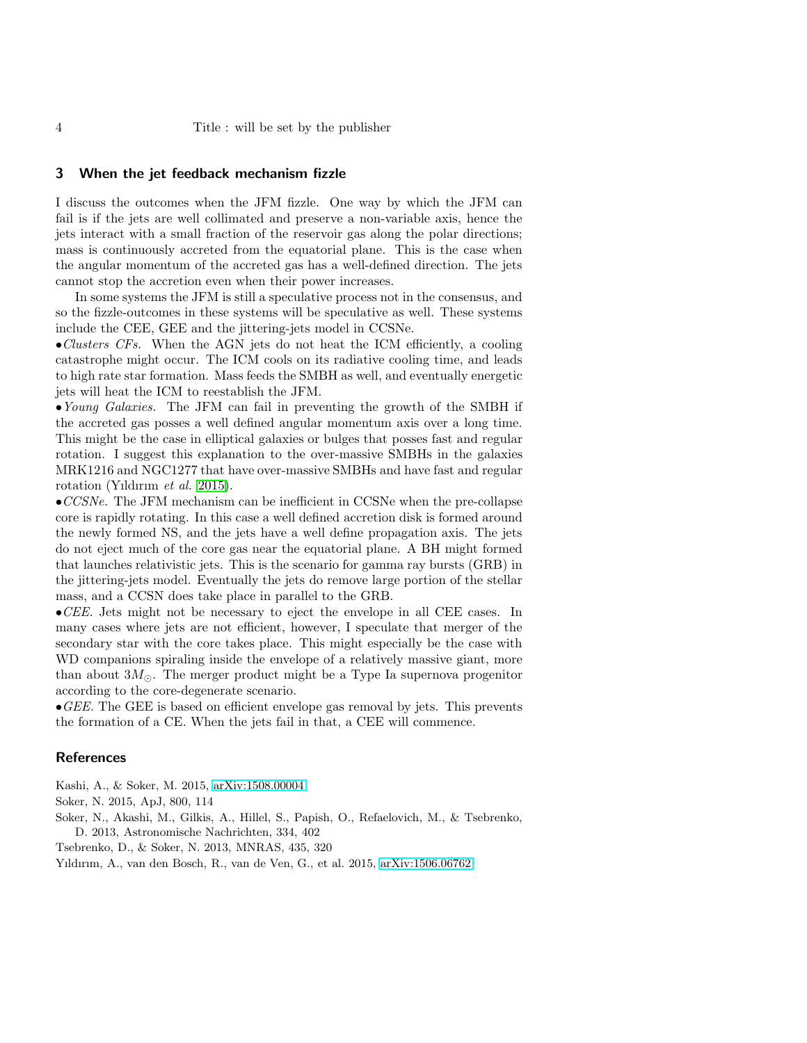## 3 When the jet feedback mechanism fizzle

I discuss the outcomes when the JFM fizzle. One way by which the JFM can fail is if the jets are well collimated and preserve a non-variable axis, hence the jets interact with a small fraction of the reservoir gas along the polar directions; mass is continuously accreted from the equatorial plane. This is the case when the angular momentum of the accreted gas has a well-defined direction. The jets cannot stop the accretion even when their power increases.

In some systems the JFM is still a speculative process not in the consensus, and so the fizzle-outcomes in these systems will be speculative as well. These systems include the CEE, GEE and the jittering-jets model in CCSNe.

•*Clusters CFs.* When the AGN jets do not heat the ICM efficiently, a cooling catastrophe might occur. The ICM cools on its radiative cooling time, and leads to high rate star formation. Mass feeds the SMBH as well, and eventually energetic jets will heat the ICM to reestablish the JFM.

•*Young Galaxies.* The JFM can fail in preventing the growth of the SMBH if the accreted gas posses a well defined angular momentum axis over a long time. This might be the case in elliptical galaxies or bulges that posses fast and regular rotation. I suggest this explanation to the over-massive SMBHs in the galaxies MRK1216 and NGC1277 that have over-massive SMBHs and have fast and regular rotation (Yıldırım *et al.* 2015).

•*CCSNe.* The JFM mechanism can be inefficient in CCSNe when the pre-collapse core is rapidly rotating. In this case a well defined accretion disk is formed around the newly formed NS, and the jets have a well define propagation axis. The jets do not eject much of the core gas near the equatorial plane. A BH might formed that launches relativistic jets. This is the scenario for gamma ray bursts (GRB) in the jittering-jets model. Eventually the jets do remove large portion of the stellar mass, and a CCSN does take place in parallel to the GRB.

•*CEE.* Jets might not be necessary to eject the envelope in all CEE cases. In many cases where jets are not efficient, however, I speculate that merger of the secondary star with the core takes place. This might especially be the case with WD companions spiraling inside the envelope of a relatively massive giant, more than about $3M_{\odot}$. The merger product might be a Type Ia supernova progenitor according to the core-degenerate scenario.

•*GEE.* The GEE is based on efficient envelope gas removal by jets. This prevents the formation of a CE. When the jets fail in that, a CEE will commence.

## References

Kashi, A., & Soker, M. 2015, arXiv:1508.00004

Soker, N. 2015, ApJ, 800, 114

Soker, N., Akashi, M., Gilkis, A., Hillel, S., Papish, O., Refaelovich, M., & Tsebrenko, D. 2013, Astronomische Nachrichten, 334, 402

Tsebrenko, D., & Soker, N. 2013, MNRAS, 435, 320

Yıldırım, A., van den Bosch, R., van de Ven, G., et al. 2015, arXiv:1506.06762